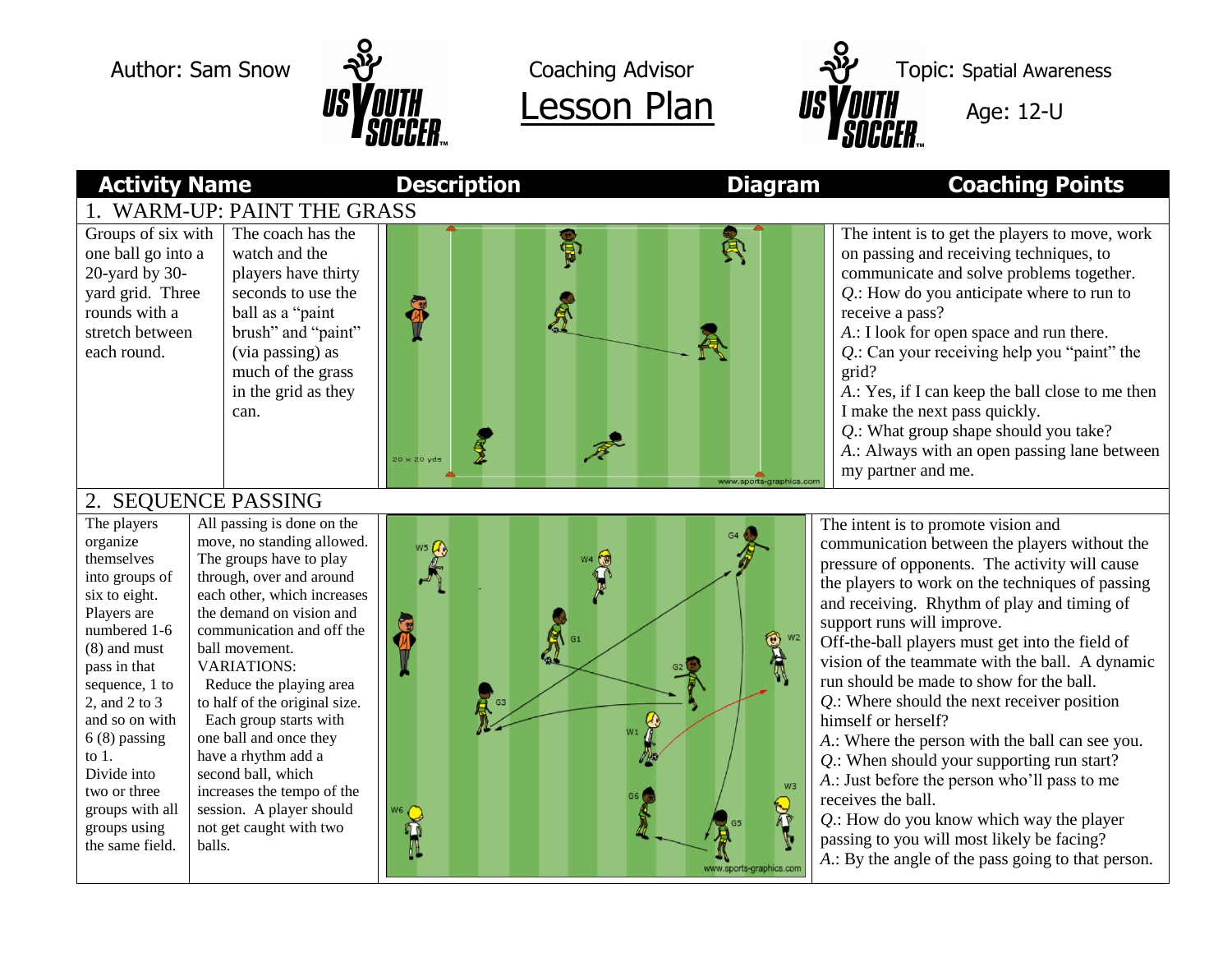Author: Sam Snow

Coaching Advisor

# Lesson Plan

Topic: Spatial Awareness

Age: 12-U

| Activity Name | Description | Diagram | Coaching Points |
|---|---|---|---|
| **1. WARM-UP: PAINT THE GRASS** | | | |
| Groups of six with one ball go into a 20-yard by 30-yard grid. Three rounds with a stretch between each round. | The coach has the watch and the players have thirty seconds to use the ball as a "paint brush" and "paint" (via passing) as much of the grass in the grid as they can. | | The intent is to get the players to move, work on passing and receiving techniques, to communicate and solve problems together. *Q.*: How do you anticipate where to run to receive a pass? *A.*: I look for open space and run there. *Q.*: Can your receiving help you "paint" the grid? *A.*: Yes, if I can keep the ball close to me then I make the next pass quickly. *Q.*: What group shape should you take? *A.*: Always with an open passing lane between my partner and me. |
| **2. SEQUENCE PASSING** | | | |
| The players organize themselves into groups of six to eight. Players are numbered 1-6 (8) and must pass in that sequence, 1 to 2, and 2 to 3 and so on with 6 (8) passing to 1. Divide into two or three groups with all groups using the same field. | All passing is done on the move, no standing allowed. The groups have to play through, over and around each other, which increases the demand on vision and communication and off the ball movement. VARIATIONS: Reduce the playing area to half of the original size. Each group starts with one ball and once they have a rhythm add a second ball, which increases the tempo of the session. A player should not get caught with two balls. | | The intent is to promote vision and communication between the players without the pressure of opponents. The activity will cause the players to work on the techniques of passing and receiving. Rhythm of play and timing of support runs will improve. Off-the-ball players must get into the field of vision of the teammate with the ball. A dynamic run should be made to show for the ball. *Q.*: Where should the next receiver position himself or herself? *A.*: Where the person with the ball can see you. *Q.*: When should your supporting run start? *A.*: Just before the person who'll pass to me receives the ball. *Q.*: How do you know which way the player passing to you will most likely be facing? *A.*: By the angle of the pass going to that person. |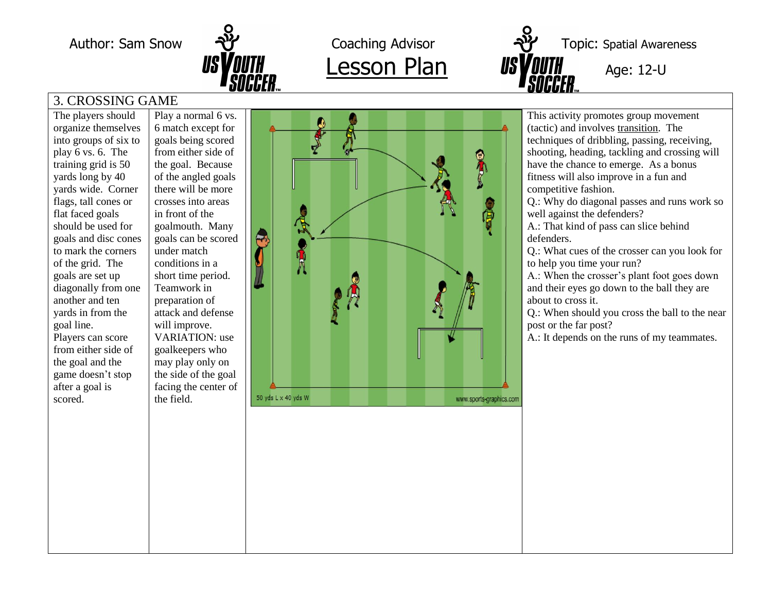Author: Sam Snow

Coaching Advisor

# Lesson Plan

Topic: Spatial Awareness

Age: 12-U

## 3. CROSSING GAME

The players should organize themselves into groups of six to play 6 vs. 6. The training grid is 50 yards long by 40 yards wide. Corner flags, tall cones or flat faced goals should be used for goals and disc cones to mark the corners of the grid. The goals are set up diagonally from one another and ten yards in from the goal line.
Players can score from either side of the goal and the game doesn't stop after a goal is scored.

Play a normal 6 vs. 6 match except for goals being scored from either side of the goal. Because of the angled goals there will be more crosses into areas in front of the goalmouth. Many goals can be scored under match conditions in a short time period. Teamwork in preparation of attack and defense will improve.
VARIATION: use goalkeepers who may play only on the side of the goal facing the center of the field.

50 yds L x 40 yds W

www.sports-graphics.com

This activity promotes group movement (tactic) and involves transition. The techniques of dribbling, passing, receiving, shooting, heading, tackling and crossing will have the chance to emerge. As a bonus fitness will also improve in a fun and competitive fashion.

Q.: Why do diagonal passes and runs work so well against the defenders?
A.: That kind of pass can slice behind defenders.

Q.: What cues of the crosser can you look for to help you time your run?
A.: When the crosser's plant foot goes down and their eyes go down to the ball they are about to cross it.

Q.: When should you cross the ball to the near post or the far post?
A.: It depends on the runs of my teammates.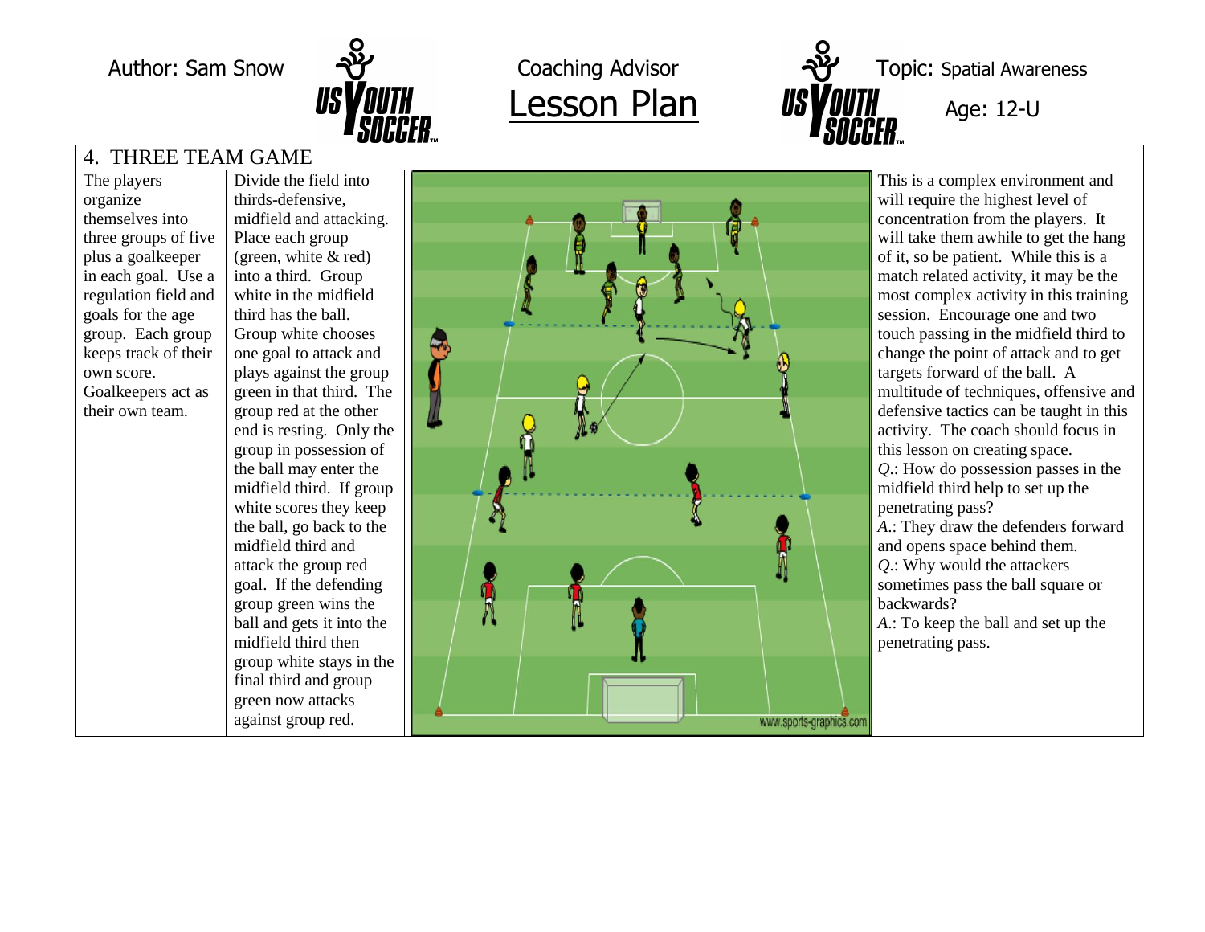Author: Sam Snow | Coaching Advisor | **Lesson Plan** | Topic: Spatial Awareness | Age: 12-U

## 4. THREE TEAM GAME

| | | | |
|---|---|---|---|
| The players organize themselves into three groups of five plus a goalkeeper in each goal. Use a regulation field and goals for the age group. Each group keeps track of their own score. Goalkeepers act as their own team. | Divide the field into thirds-defensive, midfield and attacking. Place each group (green, white & red) into a third. Group white in the midfield third has the ball. Group white chooses one goal to attack and plays against the group green in that third. The group red at the other end is resting. Only the group in possession of the ball may enter the midfield third. If group white scores they keep the ball, go back to the midfield third and attack the group red goal. If the defending group green wins the ball and gets it into the midfield third then group white stays in the final third and group green now attacks against group red. | www.sports-graphics.com | This is a complex environment and will require the highest level of concentration from the players. It will take them awhile to get the hang of it, so be patient. While this is a match related activity, it may be the most complex activity in this training session. Encourage one and two touch passing in the midfield third to change the point of attack and to get targets forward of the ball. A multitude of techniques, offensive and defensive tactics can be taught in this activity. The coach should focus in this lesson on creating space.<br>*Q.*: How do possession passes in the midfield third help to set up the penetrating pass?<br>*A.*: They draw the defenders forward and opens space behind them.<br>*Q.*: Why would the attackers sometimes pass the ball square or backwards?<br>*A.*: To keep the ball and set up the penetrating pass. |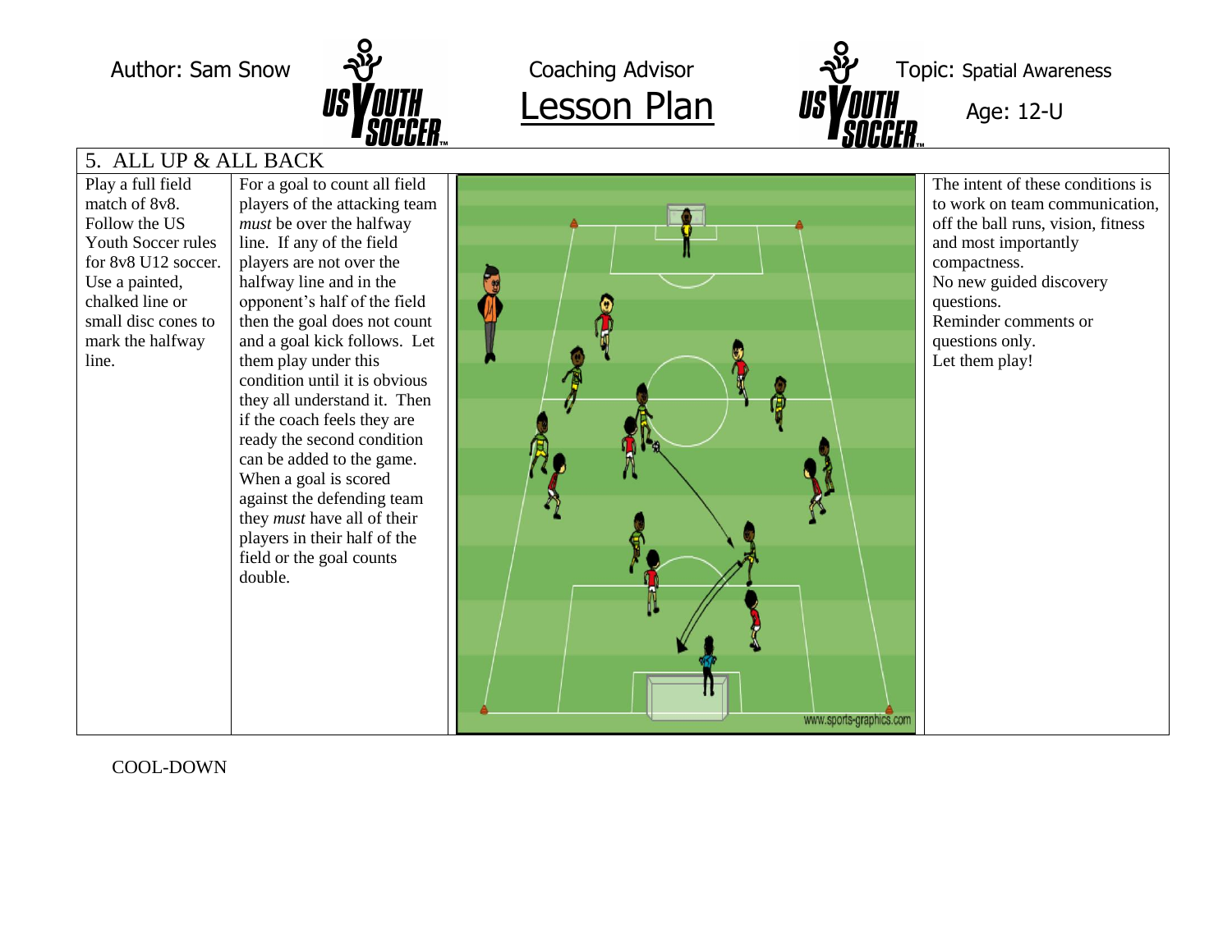Author: Sam Snow

Coaching Advisor

# Lesson Plan

Topic: Spatial Awareness

Age: 12-U

## 5. ALL UP & ALL BACK

| | | | |
|---|---|---|---|
| Play a full field match of 8v8. Follow the US Youth Soccer rules for 8v8 U12 soccer. Use a painted, chalked line or small disc cones to mark the halfway line. | For a goal to count all field players of the attacking team *must* be over the halfway line. If any of the field players are not over the halfway line and in the opponent's half of the field then the goal does not count and a goal kick follows. Let them play under this condition until it is obvious they all understand it. Then if the coach feels they are ready the second condition can be added to the game. When a goal is scored against the defending team they *must* have all of their players in their half of the field or the goal counts double. | www.sports-graphics.com | The intent of these conditions is to work on team communication, off the ball runs, vision, fitness and most importantly compactness. No new guided discovery questions. Reminder comments or questions only. Let them play! |

COOL-DOWN